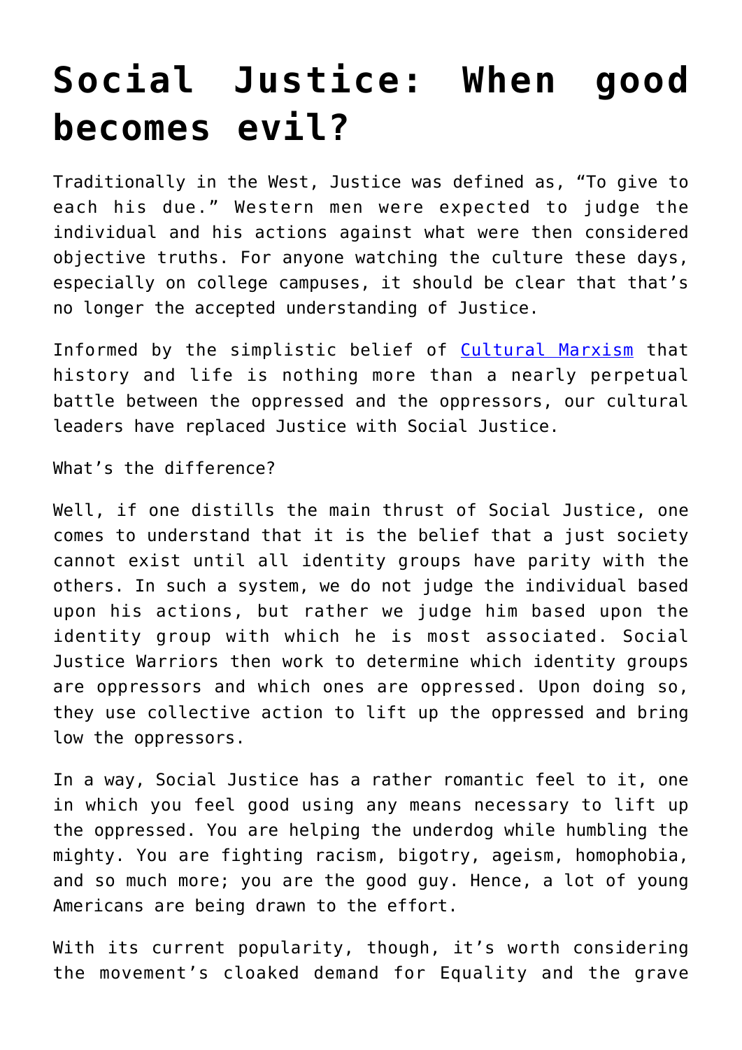# Social Justice: When good becomes evil?

Traditionally in the West, Justice was defined as, "To give to each his due." Western men were expected to judge the individual and his actions against what were then considered objective truths. For anyone watching the culture these days, especially on college campuses, it should be clear that that's no longer the accepted understanding of Justice.

Informed by the simplistic belief of [Cultural Marxism] that history and life is nothing more than a nearly perpetual battle between the oppressed and the oppressors, our cultural leaders have replaced Justice with Social Justice.

What's the difference?

Well, if one distills the main thrust of Social Justice, one comes to understand that it is the belief that a just society cannot exist until all identity groups have parity with the others. In such a system, we do not judge the individual based upon his actions, but rather we judge him based upon the identity group with which he is most associated. Social Justice Warriors then work to determine which identity groups are oppressors and which ones are oppressed. Upon doing so, they use collective action to lift up the oppressed and bring low the oppressors.

In a way, Social Justice has a rather romantic feel to it, one in which you feel good using any means necessary to lift up the oppressed. You are helping the underdog while humbling the mighty. You are fighting racism, bigotry, ageism, homophobia, and so much more; you are the good guy. Hence, a lot of young Americans are being drawn to the effort.

With its current popularity, though, it's worth considering the movement's cloaked demand for Equality and the grave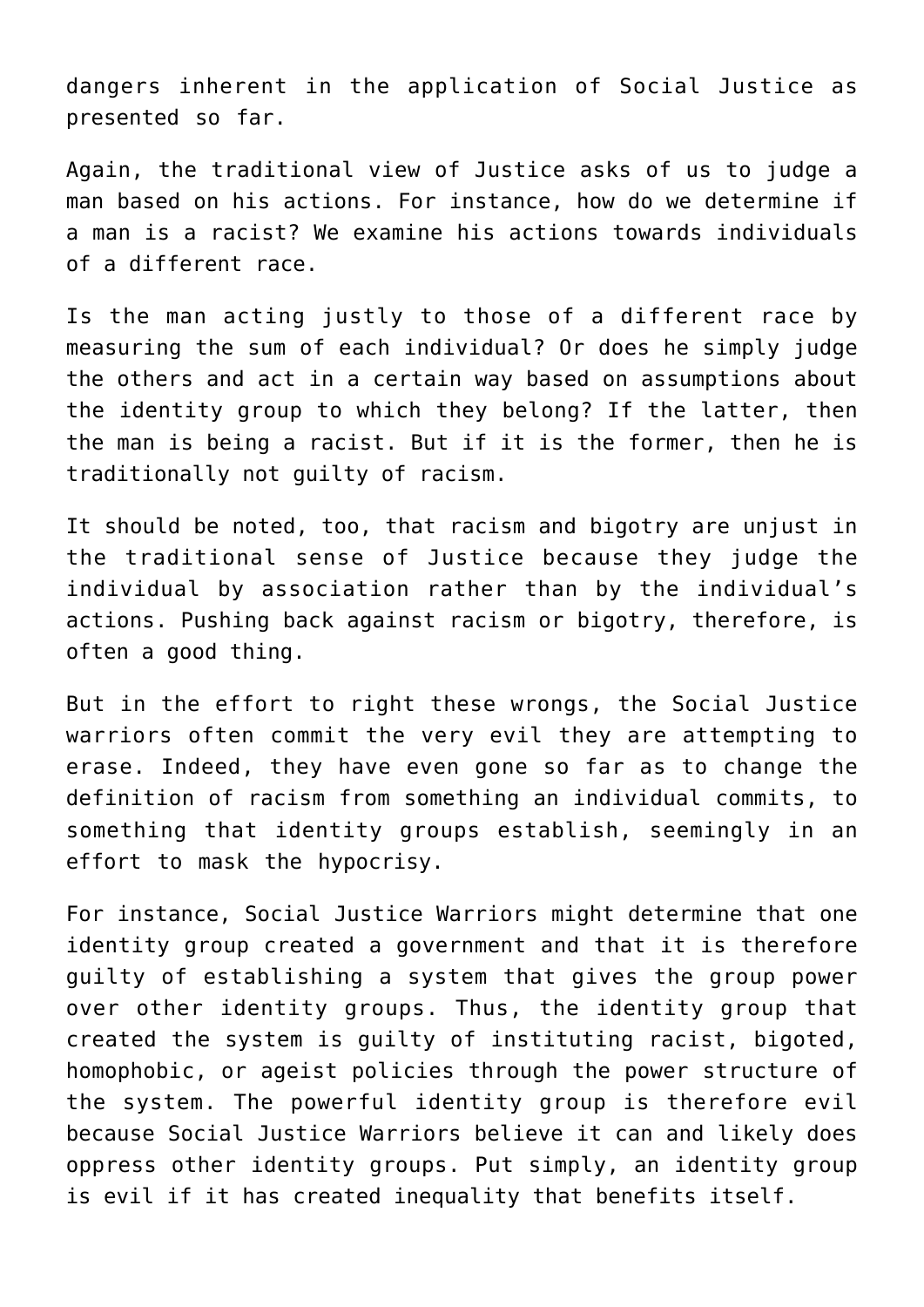dangers inherent in the application of Social Justice as presented so far.

Again, the traditional view of Justice asks of us to judge a man based on his actions. For instance, how do we determine if a man is a racist? We examine his actions towards individuals of a different race.

Is the man acting justly to those of a different race by measuring the sum of each individual? Or does he simply judge the others and act in a certain way based on assumptions about the identity group to which they belong? If the latter, then the man is being a racist. But if it is the former, then he is traditionally not guilty of racism.

It should be noted, too, that racism and bigotry are unjust in the traditional sense of Justice because they judge the individual by association rather than by the individual's actions. Pushing back against racism or bigotry, therefore, is often a good thing.

But in the effort to right these wrongs, the Social Justice warriors often commit the very evil they are attempting to erase. Indeed, they have even gone so far as to change the definition of racism from something an individual commits, to something that identity groups establish, seemingly in an effort to mask the hypocrisy.

For instance, Social Justice Warriors might determine that one identity group created a government and that it is therefore guilty of establishing a system that gives the group power over other identity groups. Thus, the identity group that created the system is guilty of instituting racist, bigoted, homophobic, or ageist policies through the power structure of the system. The powerful identity group is therefore evil because Social Justice Warriors believe it can and likely does oppress other identity groups. Put simply, an identity group is evil if it has created inequality that benefits itself.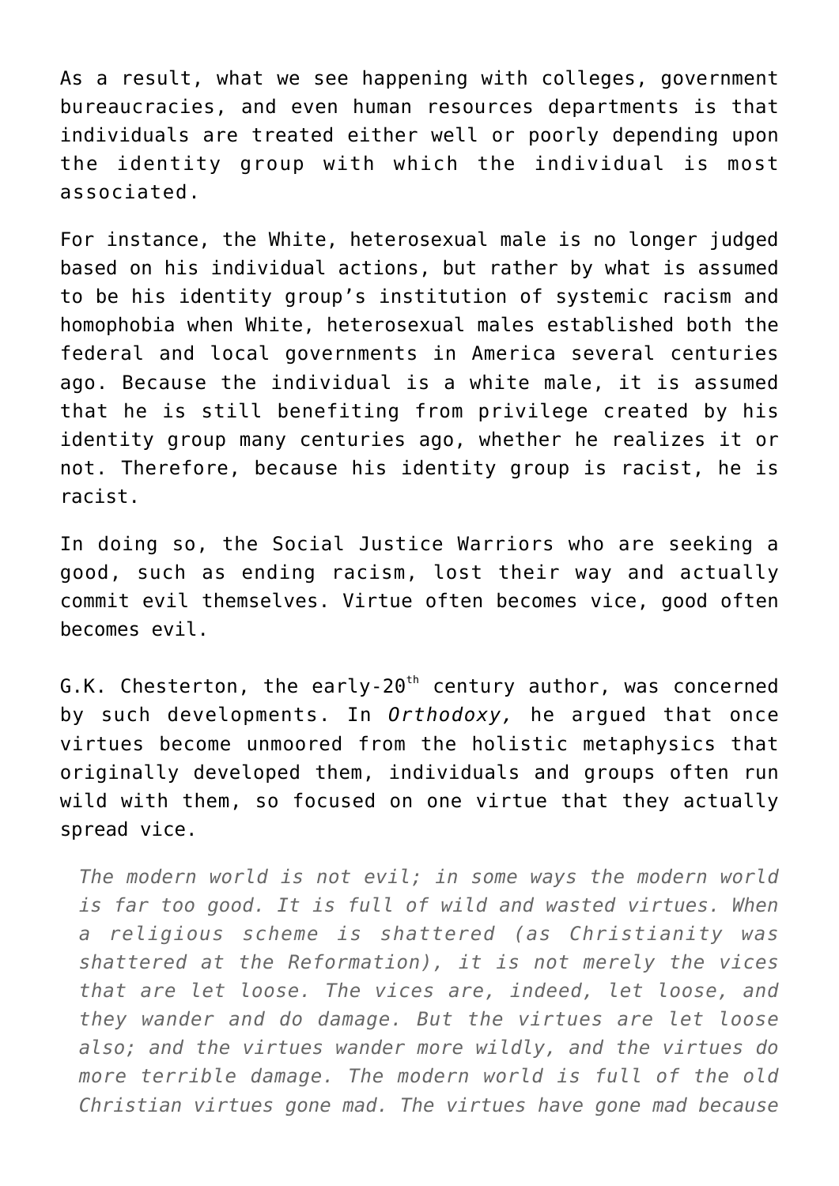As a result, what we see happening with colleges, government bureaucracies, and even human resources departments is that individuals are treated either well or poorly depending upon the identity group with which the individual is most associated.

For instance, the White, heterosexual male is no longer judged based on his individual actions, but rather by what is assumed to be his identity group's institution of systemic racism and homophobia when White, heterosexual males established both the federal and local governments in America several centuries ago. Because the individual is a white male, it is assumed that he is still benefiting from privilege created by his identity group many centuries ago, whether he realizes it or not. Therefore, because his identity group is racist, he is racist.

In doing so, the Social Justice Warriors who are seeking a good, such as ending racism, lost their way and actually commit evil themselves. Virtue often becomes vice, good often becomes evil.

G.K. Chesterton, the early-20th century author, was concerned by such developments. In *Orthodoxy,* he argued that once virtues become unmoored from the holistic metaphysics that originally developed them, individuals and groups often run wild with them, so focused on one virtue that they actually spread vice.

> *The modern world is not evil; in some ways the modern world is far too good. It is full of wild and wasted virtues. When a religious scheme is shattered (as Christianity was shattered at the Reformation), it is not merely the vices that are let loose. The vices are, indeed, let loose, and they wander and do damage. But the virtues are let loose also; and the virtues wander more wildly, and the virtues do more terrible damage. The modern world is full of the old Christian virtues gone mad. The virtues have gone mad because*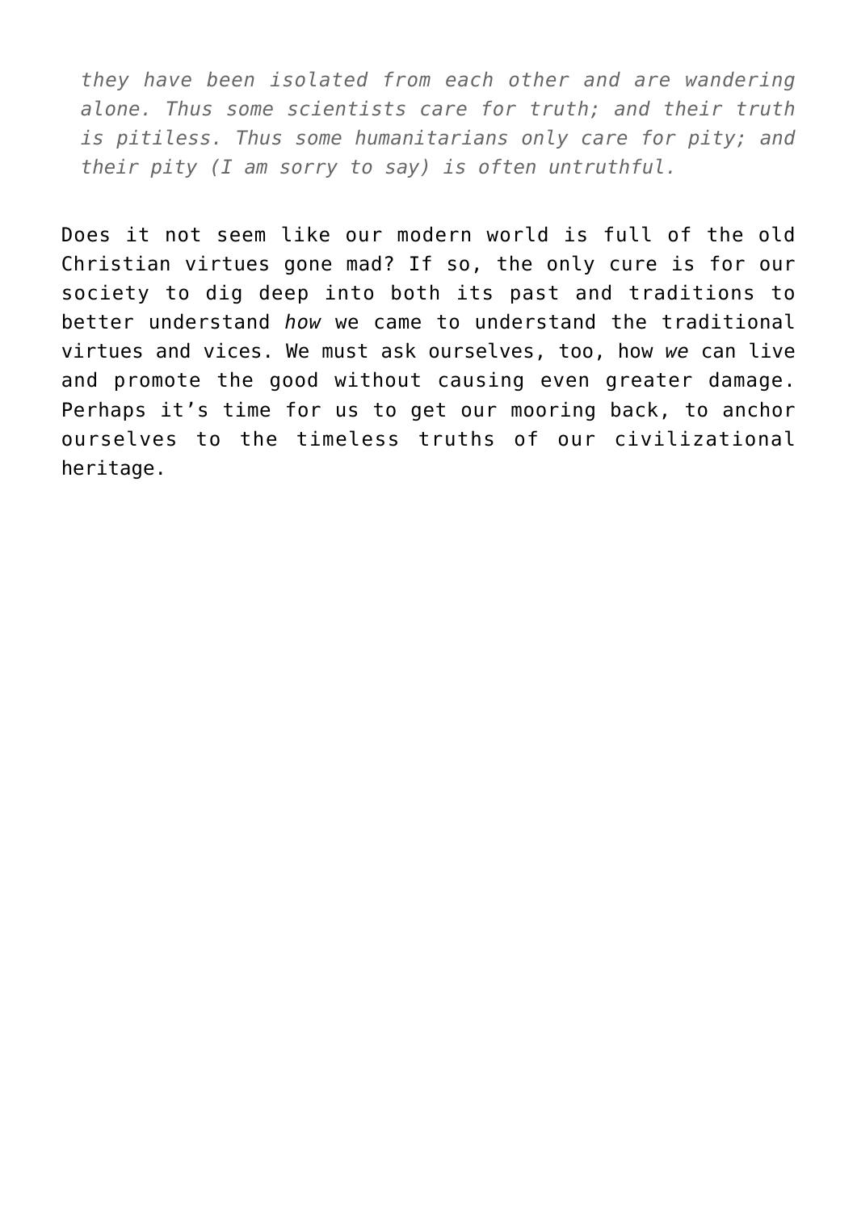> *they have been isolated from each other and are wandering alone. Thus some scientists care for truth; and their truth is pitiless. Thus some humanitarians only care for pity; and their pity (I am sorry to say) is often untruthful.*

Does it not seem like our modern world is full of the old Christian virtues gone mad? If so, the only cure is for our society to dig deep into both its past and traditions to better understand *how* we came to understand the traditional virtues and vices. We must ask ourselves, too, how *we* can live and promote the good without causing even greater damage. Perhaps it's time for us to get our mooring back, to anchor ourselves to the timeless truths of our civilizational heritage.